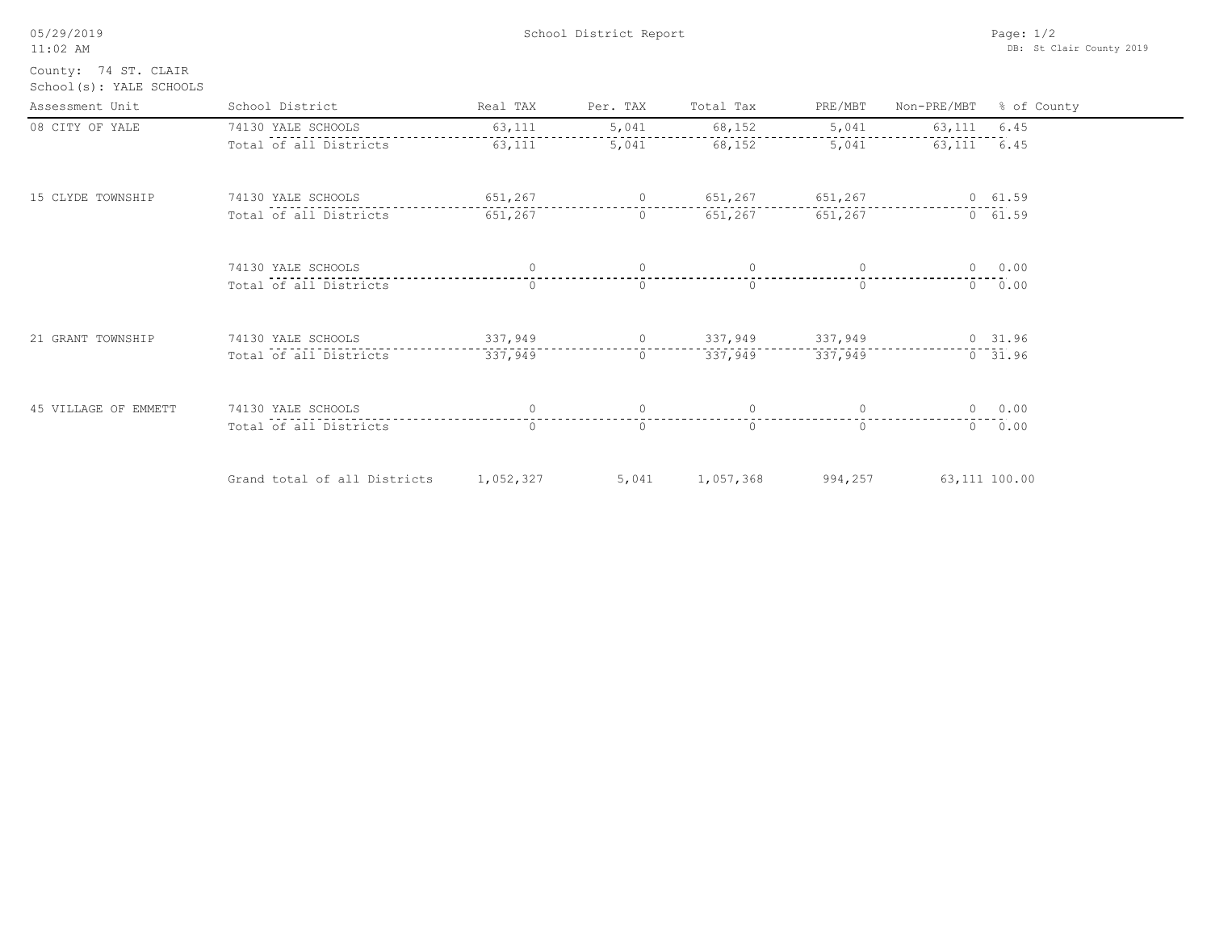05/29/2019
11:02 AM

School District Report

DB: St Clair County 2019

County: 74 ST. CLAIR
School(s): YALE SCHOOLS

| Assessment Unit | School District | Real TAX | Per. TAX | Total Tax | PRE/MBT | Non-PRE/MBT | % of County |
|---|---|---|---|---|---|---|---|
| 08 CITY OF YALE | 74130 YALE SCHOOLS | 63,111 | 5,041 | 68,152 | 5,041 | 63,111 | 6.45 |
| | Total of all Districts | 63,111 | 5,041 | 68,152 | 5,041 | 63,111 | 6.45 |
| 15 CLYDE TOWNSHIP | 74130 YALE SCHOOLS | 651,267 | 0 | 651,267 | 651,267 | 0 | 61.59 |
| | Total of all Districts | 651,267 | 0 | 651,267 | 651,267 | 0 | 61.59 |
| | 74130 YALE SCHOOLS | 0 | 0 | 0 | 0 | 0 | 0.00 |
| | Total of all Districts | 0 | 0 | 0 | 0 | 0 | 0.00 |
| 21 GRANT TOWNSHIP | 74130 YALE SCHOOLS | 337,949 | 0 | 337,949 | 337,949 | 0 | 31.96 |
| | Total of all Districts | 337,949 | 0 | 337,949 | 337,949 | 0 | 31.96 |
| 45 VILLAGE OF EMMETT | 74130 YALE SCHOOLS | 0 | 0 | 0 | 0 | 0 | 0.00 |
| | Total of all Districts | 0 | 0 | 0 | 0 | 0 | 0.00 |
| | Grand total of all Districts | 1,052,327 | 5,041 | 1,057,368 | 994,257 | 63,111 | 100.00 |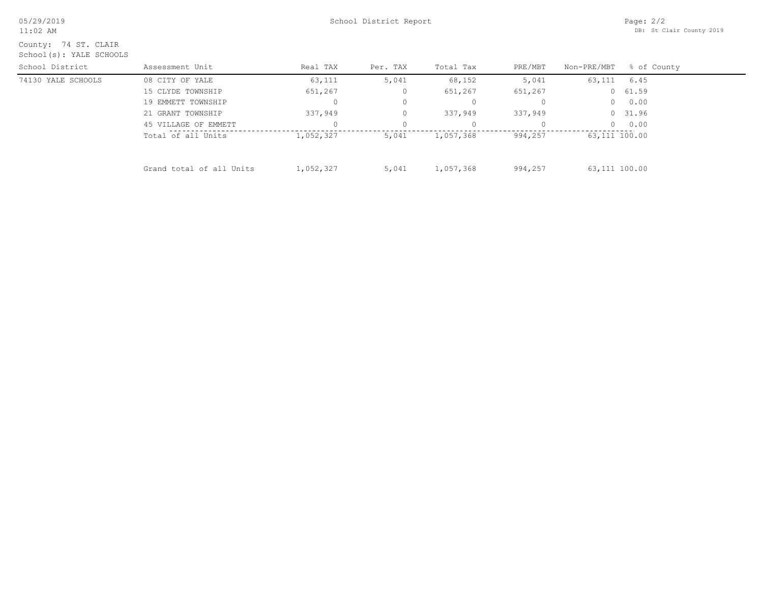05/29/2019
11:02 AM

School District Report

DB: St Clair County 2019

County: 74 ST. CLAIR
School(s): YALE SCHOOLS

| School District | Assessment Unit | Real TAX | Per. TAX | Total Tax | PRE/MBT | Non-PRE/MBT | % of County |
|---|---|---|---|---|---|---|---|
| 74130 YALE SCHOOLS | 08 CITY OF YALE | 63,111 | 5,041 | 68,152 | 5,041 | 63,111 | 6.45 |
| | 15 CLYDE TOWNSHIP | 651,267 | 0 | 651,267 | 651,267 | 0 | 61.59 |
| | 19 EMMETT TOWNSHIP | 0 | 0 | 0 | 0 | 0 | 0.00 |
| | 21 GRANT TOWNSHIP | 337,949 | 0 | 337,949 | 337,949 | 0 | 31.96 |
| | 45 VILLAGE OF EMMETT | 0 | 0 | 0 | 0 | 0 | 0.00 |
| | Total of all Units | 1,052,327 | 5,041 | 1,057,368 | 994,257 | 63,111 | 100.00 |
| | Grand total of all Units | 1,052,327 | 5,041 | 1,057,368 | 994,257 | 63,111 | 100.00 |